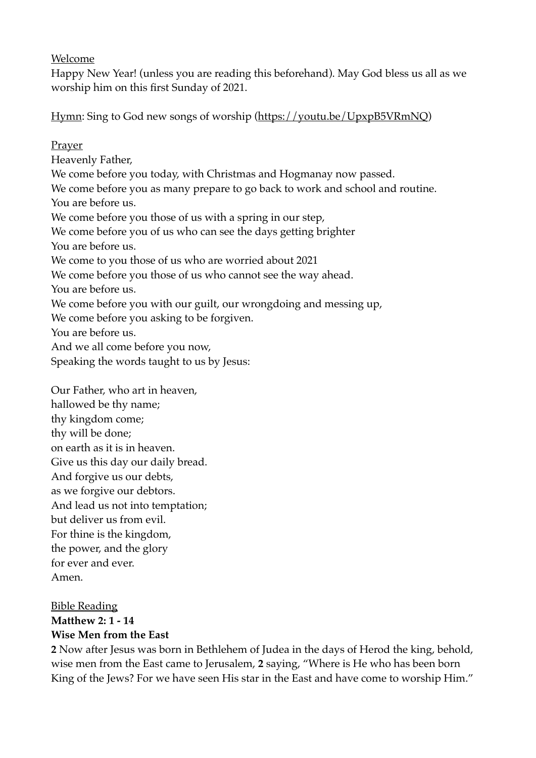Welcome

Happy New Year! (unless you are reading this beforehand). May God bless us all as we worship him on this first Sunday of 2021.

Hymn: Sing to God new songs of worship (https://youtu.be/UpxpB5VRmNQ)

Prayer

Heavenly Father,
We come before you today, with Christmas and Hogmanay now passed.
We come before you as many prepare to go back to work and school and routine.
You are before us.
We come before you those of us with a spring in our step,
We come before you of us who can see the days getting brighter
You are before us.
We come to you those of us who are worried about 2021
We come before you those of us who cannot see the way ahead.
You are before us.
We come before you with our guilt, our wrongdoing and messing up,
We come before you asking to be forgiven.
You are before us.
And we all come before you now,
Speaking the words taught to us by Jesus:

Our Father, who art in heaven,
hallowed be thy name;
thy kingdom come;
thy will be done;
on earth as it is in heaven.
Give us this day our daily bread.
And forgive us our debts,
as we forgive our debtors.
And lead us not into temptation;
but deliver us from evil.
For thine is the kingdom,
the power, and the glory
for ever and ever.
Amen.

Bible Reading

**Matthew 2: 1 - 14**

**Wise Men from the East**

**2** Now after Jesus was born in Bethlehem of Judea in the days of Herod the king, behold, wise men from the East came to Jerusalem, **2** saying, "Where is He who has been born King of the Jews? For we have seen His star in the East and have come to worship Him."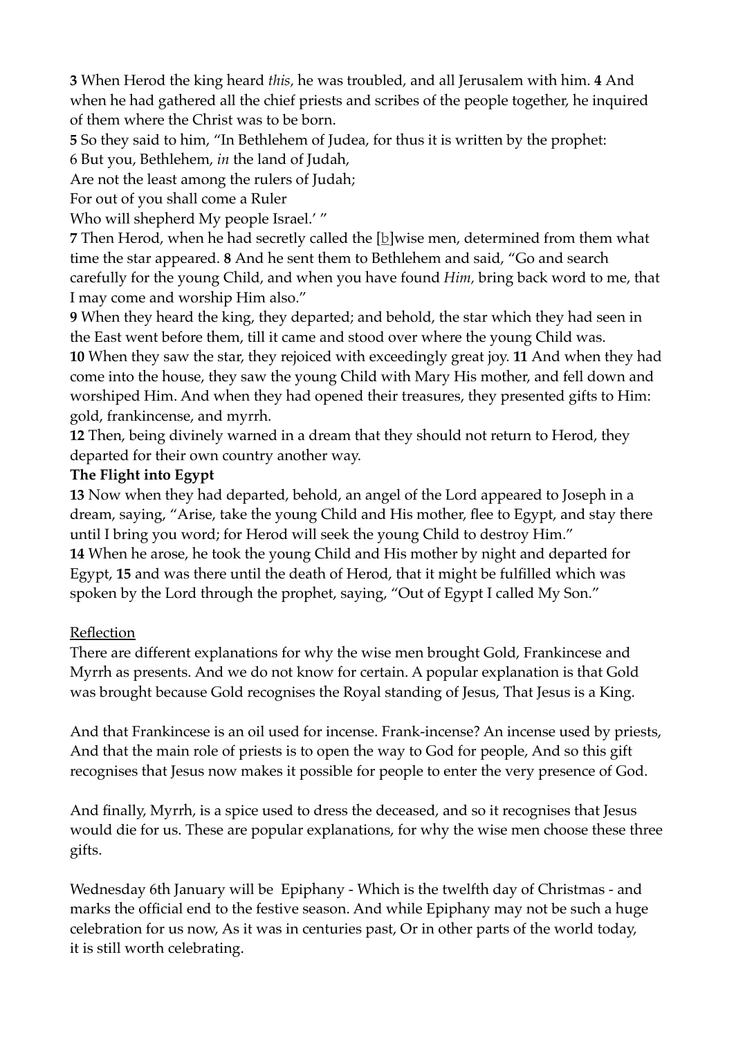**3** When Herod the king heard *this,* he was troubled, and all Jerusalem with him. **4** And when he had gathered all the chief priests and scribes of the people together, he inquired of them where the Christ was to be born.

**5** So they said to him, "In Bethlehem of Judea, for thus it is written by the prophet:

6 But you, Bethlehem, *in* the land of Judah,

Are not the least among the rulers of Judah;

For out of you shall come a Ruler

Who will shepherd My people Israel.' "

**7** Then Herod, when he had secretly called the [b]wise men, determined from them what time the star appeared. **8** And he sent them to Bethlehem and said, "Go and search carefully for the young Child, and when you have found *Him,* bring back word to me, that I may come and worship Him also."

**9** When they heard the king, they departed; and behold, the star which they had seen in the East went before them, till it came and stood over where the young Child was.

**10** When they saw the star, they rejoiced with exceedingly great joy. **11** And when they had come into the house, they saw the young Child with Mary His mother, and fell down and worshiped Him. And when they had opened their treasures, they presented gifts to Him: gold, frankincense, and myrrh.

**12** Then, being divinely warned in a dream that they should not return to Herod, they departed for their own country another way.

**The Flight into Egypt**

**13** Now when they had departed, behold, an angel of the Lord appeared to Joseph in a dream, saying, "Arise, take the young Child and His mother, flee to Egypt, and stay there until I bring you word; for Herod will seek the young Child to destroy Him."

**14** When he arose, he took the young Child and His mother by night and departed for Egypt, **15** and was there until the death of Herod, that it might be fulfilled which was spoken by the Lord through the prophet, saying, "Out of Egypt I called My Son."

Reflection

There are different explanations for why the wise men brought Gold, Frankincese and Myrrh as presents. And we do not know for certain. A popular explanation is that Gold was brought because Gold recognises the Royal standing of Jesus, That Jesus is a King.

And that Frankincese is an oil used for incense. Frank-incense? An incense used by priests, And that the main role of priests is to open the way to God for people, And so this gift recognises that Jesus now makes it possible for people to enter the very presence of God.

And finally, Myrrh, is a spice used to dress the deceased, and so it recognises that Jesus would die for us. These are popular explanations, for why the wise men choose these three gifts.

Wednesday 6th January will be Epiphany - Which is the twelfth day of Christmas - and marks the official end to the festive season. And while Epiphany may not be such a huge celebration for us now, As it was in centuries past, Or in other parts of the world today, it is still worth celebrating.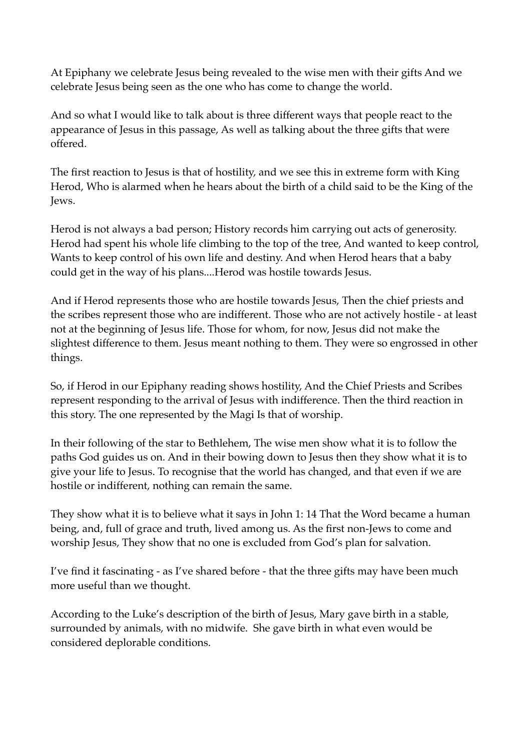At Epiphany we celebrate Jesus being revealed to the wise men with their gifts And we celebrate Jesus being seen as the one who has come to change the world.

And so what I would like to talk about is three different ways that people react to the appearance of Jesus in this passage, As well as talking about the three gifts that were offered.

The first reaction to Jesus is that of hostility, and we see this in extreme form with King Herod, Who is alarmed when he hears about the birth of a child said to be the King of the Jews.

Herod is not always a bad person; History records him carrying out acts of generosity. Herod had spent his whole life climbing to the top of the tree, And wanted to keep control, Wants to keep control of his own life and destiny. And when Herod hears that a baby could get in the way of his plans....Herod was hostile towards Jesus.

And if Herod represents those who are hostile towards Jesus, Then the chief priests and the scribes represent those who are indifferent. Those who are not actively hostile - at least not at the beginning of Jesus life. Those for whom, for now, Jesus did not make the slightest difference to them. Jesus meant nothing to them. They were so engrossed in other things.

So, if Herod in our Epiphany reading shows hostility, And the Chief Priests and Scribes represent responding to the arrival of Jesus with indifference. Then the third reaction in this story. The one represented by the Magi Is that of worship.

In their following of the star to Bethlehem, The wise men show what it is to follow the paths God guides us on. And in their bowing down to Jesus then they show what it is to give your life to Jesus. To recognise that the world has changed, and that even if we are hostile or indifferent, nothing can remain the same.

They show what it is to believe what it says in John 1: 14 That the Word became a human being, and, full of grace and truth, lived among us. As the first non-Jews to come and worship Jesus, They show that no one is excluded from God's plan for salvation.

I've find it fascinating - as I've shared before - that the three gifts may have been much more useful than we thought.

According to the Luke's description of the birth of Jesus, Mary gave birth in a stable, surrounded by animals, with no midwife. She gave birth in what even would be considered deplorable conditions.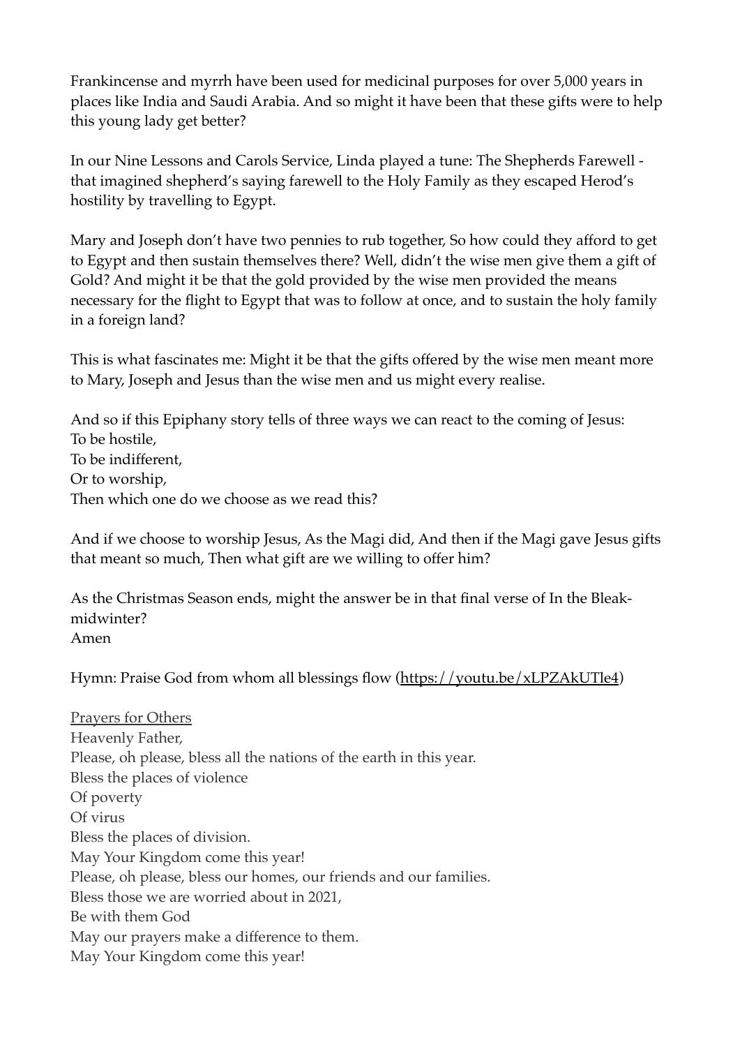Frankincense and myrrh have been used for medicinal purposes for over 5,000 years in places like India and Saudi Arabia. And so might it have been that these gifts were to help this young lady get better?

In our Nine Lessons and Carols Service, Linda played a tune: The Shepherds Farewell - that imagined shepherd's saying farewell to the Holy Family as they escaped Herod's hostility by travelling to Egypt.

Mary and Joseph don't have two pennies to rub together, So how could they afford to get to Egypt and then sustain themselves there? Well, didn't the wise men give them a gift of Gold? And might it be that the gold provided by the wise men provided the means necessary for the flight to Egypt that was to follow at once, and to sustain the holy family in a foreign land?

This is what fascinates me: Might it be that the gifts offered by the wise men meant more to Mary, Joseph and Jesus than the wise men and us might every realise.

And so if this Epiphany story tells of three ways we can react to the coming of Jesus:
To be hostile,
To be indifferent,
Or to worship,
Then which one do we choose as we read this?

And if we choose to worship Jesus, As the Magi did, And then if the Magi gave Jesus gifts that meant so much, Then what gift are we willing to offer him?

As the Christmas Season ends, might the answer be in that final verse of In the Bleak-midwinter?
Amen

Hymn: Praise God from whom all blessings flow (https://youtu.be/xLPZAkUTle4)

<u>Prayers for Others</u>
Heavenly Father,
Please, oh please, bless all the nations of the earth in this year.
Bless the places of violence
Of poverty
Of virus
Bless the places of division.
May Your Kingdom come this year!
Please, oh please, bless our homes, our friends and our families.
Bless those we are worried about in 2021,
Be with them God
May our prayers make a difference to them.
May Your Kingdom come this year!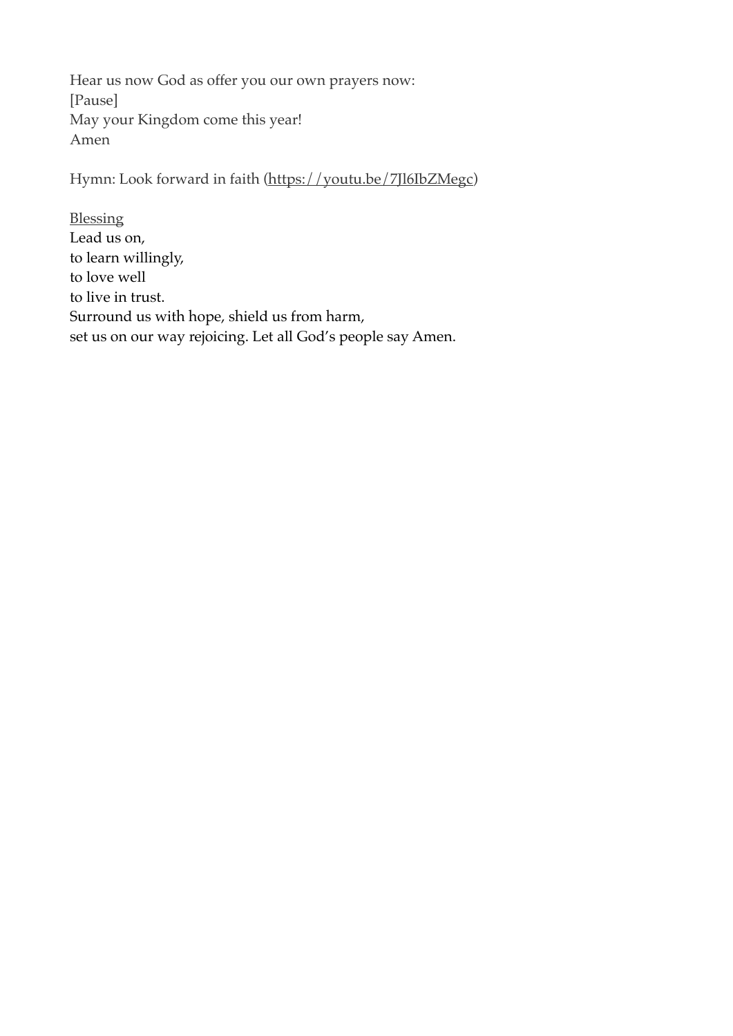Hear us now God as offer you our own prayers now:
[Pause]
May your Kingdom come this year!
Amen

Hymn: Look forward in faith (https://youtu.be/7Jl6IbZMegc)

Blessing

Lead us on,
to learn willingly,
to love well
to live in trust.
Surround us with hope, shield us from harm,
set us on our way rejoicing. Let all God's people say Amen.